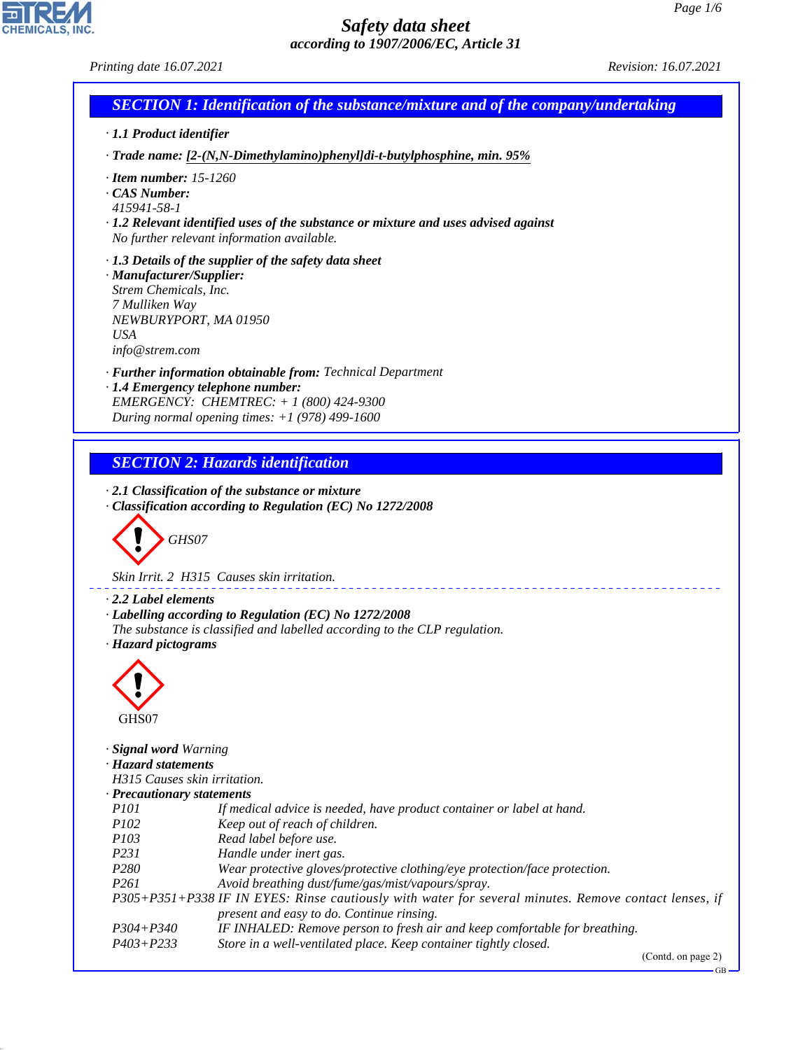# Safety data sheet

*according to 1907/2006/EC, Article 31*

*Printing date 16.07.2021* *Revision: 16.07.2021*

## SECTION 1: Identification of the substance/mixture and of the company/undertaking

· **1.1 Product identifier**

· **Trade name: 2-(N,N-Dimethylamino)phenyl]di-t-butylphosphine, min. 95%**

· **Item number:** 15-1260
· **CAS Number:**
415941-58-1
· **1.2 Relevant identified uses of the substance or mixture and uses advised against**
No further relevant information available.

· **1.3 Details of the supplier of the safety data sheet**
· **Manufacturer/Supplier:**
Strem Chemicals, Inc.
7 Mulliken Way
NEWBURYPORT, MA 01950
USA
info@strem.com

· **Further information obtainable from:** Technical Department
· **1.4 Emergency telephone number:**
EMERGENCY: CHEMTREC: + 1 (800) 424-9300
During normal opening times: +1 (978) 499-1600

## SECTION 2: Hazards identification

· **2.1 Classification of the substance or mixture**
· **Classification according to Regulation (EC) No 1272/2008**

GHS07

Skin Irrit. 2 H315 Causes skin irritation.

· **2.2 Label elements**
· **Labelling according to Regulation (EC) No 1272/2008**
The substance is classified and labelled according to the CLP regulation.
· **Hazard pictograms**

GHS07

· **Signal word** Warning
· **Hazard statements**
H315 Causes skin irritation.
· **Precautionary statements**

| | |
|---|---|
| P101 | If medical advice is needed, have product container or label at hand. |
| P102 | Keep out of reach of children. |
| P103 | Read label before use. |
| P231 | Handle under inert gas. |
| P280 | Wear protective gloves/protective clothing/eye protection/face protection. |
| P261 | Avoid breathing dust/fume/gas/mist/vapours/spray. |
| P305+P351+P338 | IF IN EYES: Rinse cautiously with water for several minutes. Remove contact lenses, if present and easy to do. Continue rinsing. |
| P304+P340 | IF INHALED: Remove person to fresh air and keep comfortable for breathing. |
| P403+P233 | Store in a well-ventilated place. Keep container tightly closed. |

(Contd. on page 2)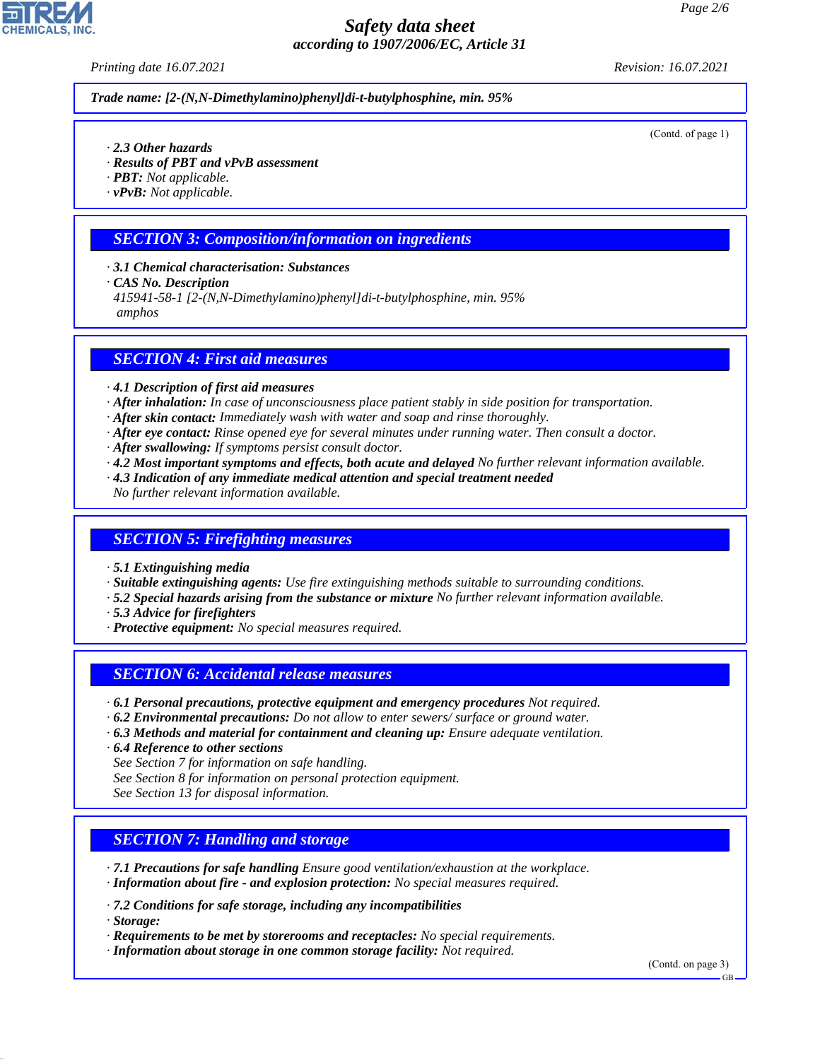Trade name: [2-(N,N-Dimethylamino)phenyl]di-t-butylphosphine, min. 95%

(Contd. of page 1)

· **2.3 Other hazards**
· **Results of PBT and vPvB assessment**
· **PBT:** Not applicable.
· **vPvB:** Not applicable.

## SECTION 3: Composition/information on ingredients

· **3.1 Chemical characterisation: Substances**
· **CAS No. Description**
415941-58-1 [2-(N,N-Dimethylamino)phenyl]di-t-butylphosphine, min. 95%
amphos

## SECTION 4: First aid measures

· **4.1 Description of first aid measures**
· **After inhalation:** In case of unconsciousness place patient stably in side position for transportation.
· **After skin contact:** Immediately wash with water and soap and rinse thoroughly.
· **After eye contact:** Rinse opened eye for several minutes under running water. Then consult a doctor.
· **After swallowing:** If symptoms persist consult doctor.
· **4.2 Most important symptoms and effects, both acute and delayed** No further relevant information available.
· **4.3 Indication of any immediate medical attention and special treatment needed**
No further relevant information available.

## SECTION 5: Firefighting measures

· **5.1 Extinguishing media**
· **Suitable extinguishing agents:** Use fire extinguishing methods suitable to surrounding conditions.
· **5.2 Special hazards arising from the substance or mixture** No further relevant information available.
· **5.3 Advice for firefighters**
· **Protective equipment:** No special measures required.

## SECTION 6: Accidental release measures

· **6.1 Personal precautions, protective equipment and emergency procedures** Not required.
· **6.2 Environmental precautions:** Do not allow to enter sewers/ surface or ground water.
· **6.3 Methods and material for containment and cleaning up:** Ensure adequate ventilation.
· **6.4 Reference to other sections**
See Section 7 for information on safe handling.
See Section 8 for information on personal protection equipment.
See Section 13 for disposal information.

## SECTION 7: Handling and storage

· **7.1 Precautions for safe handling** Ensure good ventilation/exhaustion at the workplace.
· **Information about fire - and explosion protection:** No special measures required.

· **7.2 Conditions for safe storage, including any incompatibilities**
· **Storage:**
· **Requirements to be met by storerooms and receptacles:** No special requirements.
· **Information about storage in one common storage facility:** Not required.

(Contd. on page 3)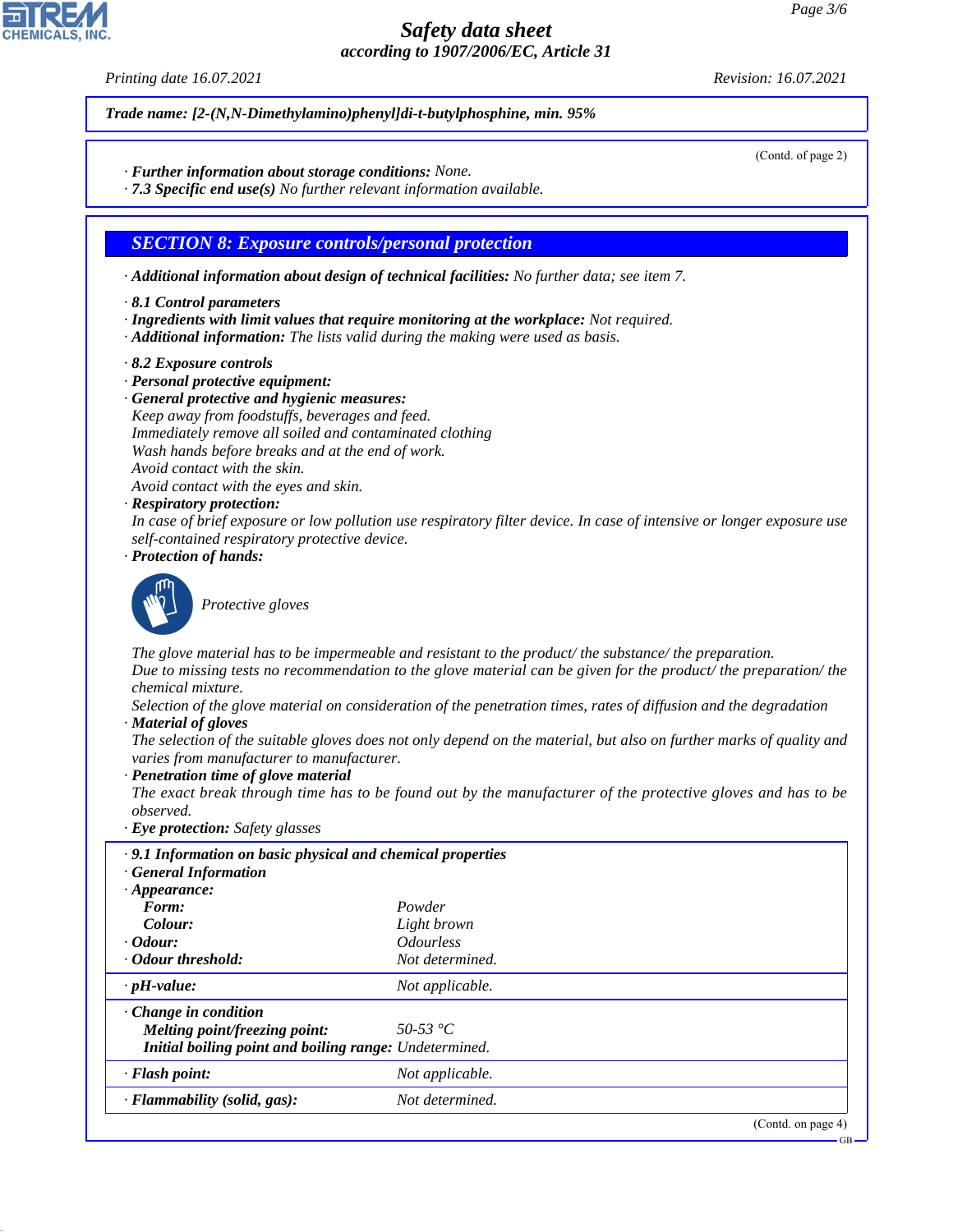**Trade name: [2-(N,N-Dimethylamino)phenyl]di-t-butylphosphine, min. 95%**

(Contd. of page 2)

· **Further information about storage conditions:** None.
· **7.3 Specific end use(s)** No further relevant information available.

## SECTION 8: Exposure controls/personal protection

· **Additional information about design of technical facilities:** No further data; see item 7.

· **8.1 Control parameters**
· **Ingredients with limit values that require monitoring at the workplace:** Not required.
· **Additional information:** The lists valid during the making were used as basis.

· **8.2 Exposure controls**
· **Personal protective equipment:**
· **General protective and hygienic measures:**
Keep away from foodstuffs, beverages and feed.
Immediately remove all soiled and contaminated clothing
Wash hands before breaks and at the end of work.
Avoid contact with the skin.
Avoid contact with the eyes and skin.
· **Respiratory protection:**
In case of brief exposure or low pollution use respiratory filter device. In case of intensive or longer exposure use self-contained respiratory protective device.
· **Protection of hands:**

Protective gloves

The glove material has to be impermeable and resistant to the product/ the substance/ the preparation.
Due to missing tests no recommendation to the glove material can be given for the product/ the preparation/ the chemical mixture.
Selection of the glove material on consideration of the penetration times, rates of diffusion and the degradation
· **Material of gloves**
The selection of the suitable gloves does not only depend on the material, but also on further marks of quality and varies from manufacturer to manufacturer.
· **Penetration time of glove material**
The exact break through time has to be found out by the manufacturer of the protective gloves and has to be observed.
· **Eye protection:** Safety glasses

· **9.1 Information on basic physical and chemical properties**
· **General Information**

| Property | Value |
|---|---|
| · **Appearance:** | |
| **Form:** | Powder |
| **Colour:** | Light brown |
| · **Odour:** | Odourless |
| · **Odour threshold:** | Not determined. |
| · **pH-value:** | Not applicable. |
| · **Change in condition** | |
| **Melting point/freezing point:** | 50-53 °C |
| **Initial boiling point and boiling range:** | Undetermined. |
| · **Flash point:** | Not applicable. |
| · **Flammability (solid, gas):** | Not determined. |

(Contd. on page 4)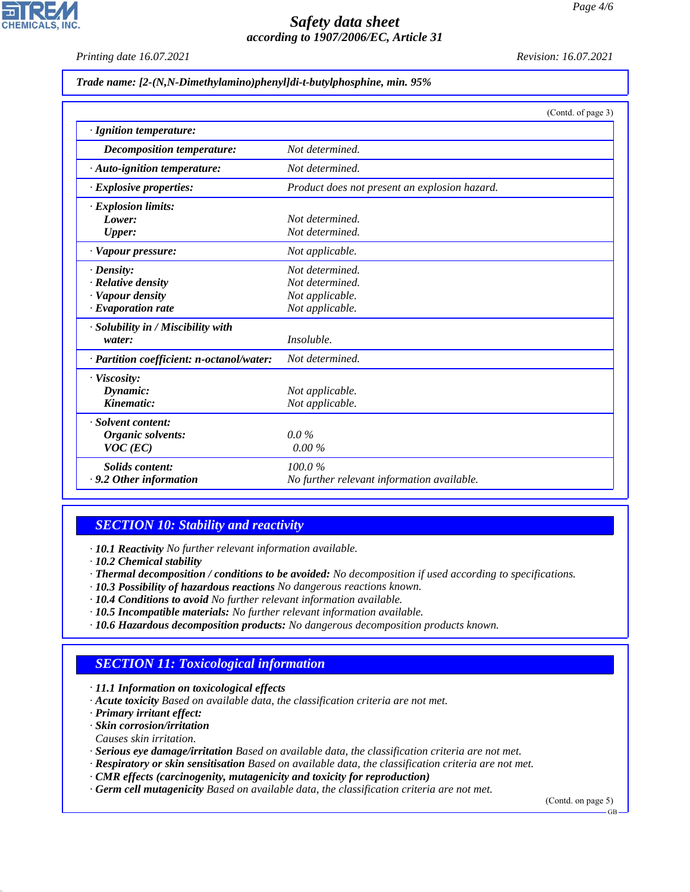**Trade name: [2-(N,N-Dimethylamino)phenyl]di-t-butylphosphine, min. 95%**

(Contd. of page 3)

| | |
|---|---|
| · **Ignition temperature:** | |
| **Decomposition temperature:** | Not determined. |
| · **Auto-ignition temperature:** | Not determined. |
| · **Explosive properties:** | Product does not present an explosion hazard. |
| · **Explosion limits:** | |
| **Lower:** | Not determined. |
| **Upper:** | Not determined. |
| · **Vapour pressure:** | Not applicable. |
| · **Density:** | Not determined. |
| · **Relative density** | Not determined. |
| · **Vapour density** | Not applicable. |
| · **Evaporation rate** | Not applicable. |
| · **Solubility in / Miscibility with water:** | Insoluble. |
| · **Partition coefficient: n-octanol/water:** | Not determined. |
| · **Viscosity:** | |
| **Dynamic:** | Not applicable. |
| **Kinematic:** | Not applicable. |
| · **Solvent content:** | |
| **Organic solvents:** | 0.0 % |
| **VOC (EC)** | 0.00 % |
| **Solids content:** | 100.0 % |
| · **9.2 Other information** | No further relevant information available. |

## SECTION 10: Stability and reactivity

· **10.1 Reactivity** No further relevant information available.
· **10.2 Chemical stability**
· **Thermal decomposition / conditions to be avoided:** No decomposition if used according to specifications.
· **10.3 Possibility of hazardous reactions** No dangerous reactions known.
· **10.4 Conditions to avoid** No further relevant information available.
· **10.5 Incompatible materials:** No further relevant information available.
· **10.6 Hazardous decomposition products:** No dangerous decomposition products known.

## SECTION 11: Toxicological information

· **11.1 Information on toxicological effects**
· **Acute toxicity** Based on available data, the classification criteria are not met.
· **Primary irritant effect:**
· **Skin corrosion/irritation**
Causes skin irritation.
· **Serious eye damage/irritation** Based on available data, the classification criteria are not met.
· **Respiratory or skin sensitisation** Based on available data, the classification criteria are not met.
· **CMR effects (carcinogenity, mutagenicity and toxicity for reproduction)**
· **Germ cell mutagenicity** Based on available data, the classification criteria are not met.

(Contd. on page 5)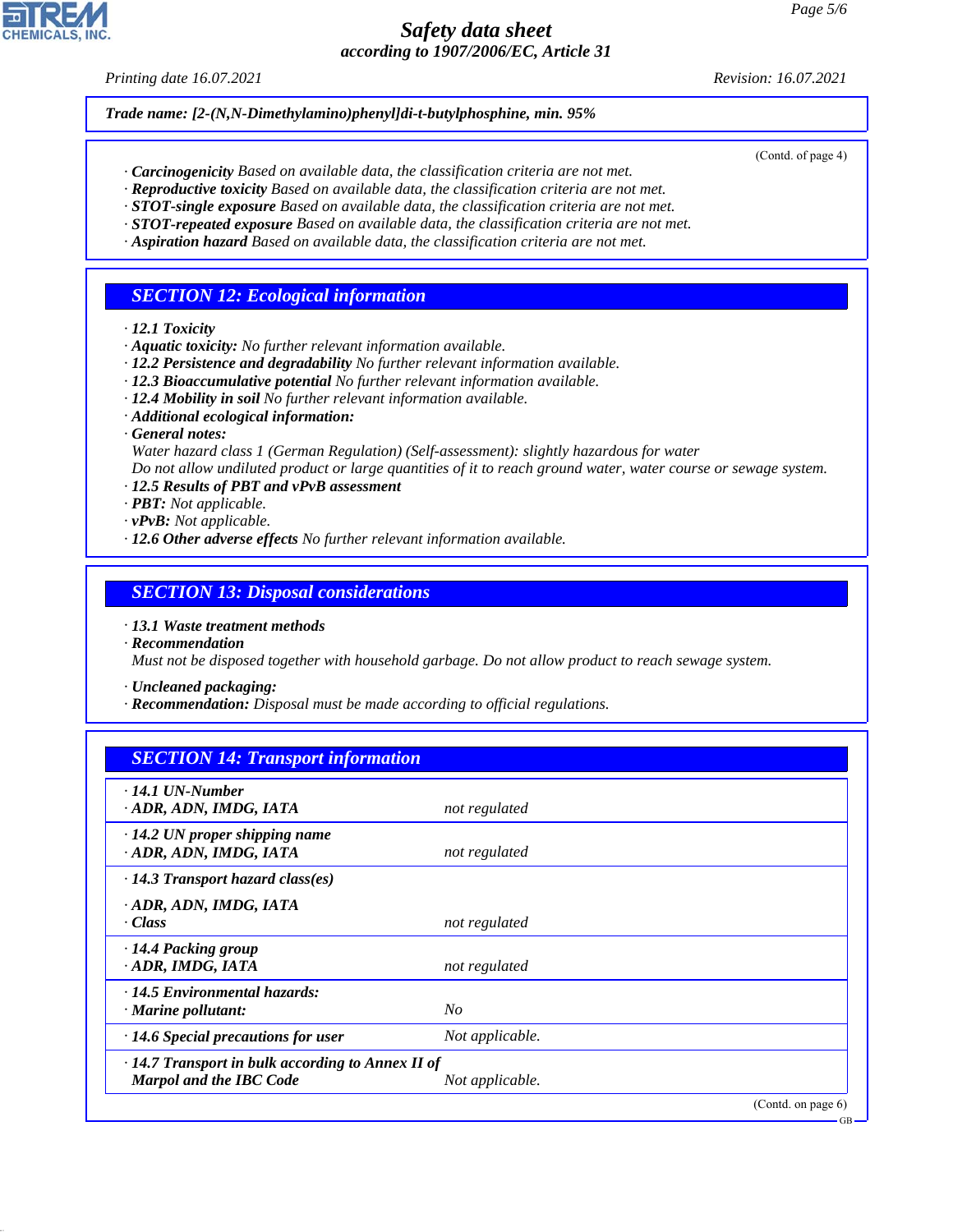Trade name: [2-(N,N-Dimethylamino)phenyl]di-t-butylphosphine, min. 95%

(Contd. of page 4)

· **Carcinogenicity** Based on available data, the classification criteria are not met.
· **Reproductive toxicity** Based on available data, the classification criteria are not met.
· **STOT-single exposure** Based on available data, the classification criteria are not met.
· **STOT-repeated exposure** Based on available data, the classification criteria are not met.
· **Aspiration hazard** Based on available data, the classification criteria are not met.

## SECTION 12: Ecological information

· **12.1 Toxicity**
· **Aquatic toxicity:** No further relevant information available.
· **12.2 Persistence and degradability** No further relevant information available.
· **12.3 Bioaccumulative potential** No further relevant information available.
· **12.4 Mobility in soil** No further relevant information available.
· **Additional ecological information:**
· **General notes:**
Water hazard class 1 (German Regulation) (Self-assessment): slightly hazardous for water
Do not allow undiluted product or large quantities of it to reach ground water, water course or sewage system.
· **12.5 Results of PBT and vPvB assessment**
· **PBT:** Not applicable.
· **vPvB:** Not applicable.
· **12.6 Other adverse effects** No further relevant information available.

## SECTION 13: Disposal considerations

· **13.1 Waste treatment methods**
· **Recommendation**
Must not be disposed together with household garbage. Do not allow product to reach sewage system.

· **Uncleaned packaging:**
· **Recommendation:** Disposal must be made according to official regulations.

## SECTION 14: Transport information

| | |
|---|---|
| · **14.1 UN-Number**<br>· **ADR, ADN, IMDG, IATA** | not regulated |
| · **14.2 UN proper shipping name**<br>· **ADR, ADN, IMDG, IATA** | not regulated |
| · **14.3 Transport hazard class(es)**<br>· **ADR, ADN, IMDG, IATA**<br>· **Class** | not regulated |
| · **14.4 Packing group**<br>· **ADR, IMDG, IATA** | not regulated |
| · **14.5 Environmental hazards:**<br>· **Marine pollutant:** | No |
| · **14.6 Special precautions for user** | Not applicable. |
| · **14.7 Transport in bulk according to Annex II of Marpol and the IBC Code** | Not applicable. |

(Contd. on page 6)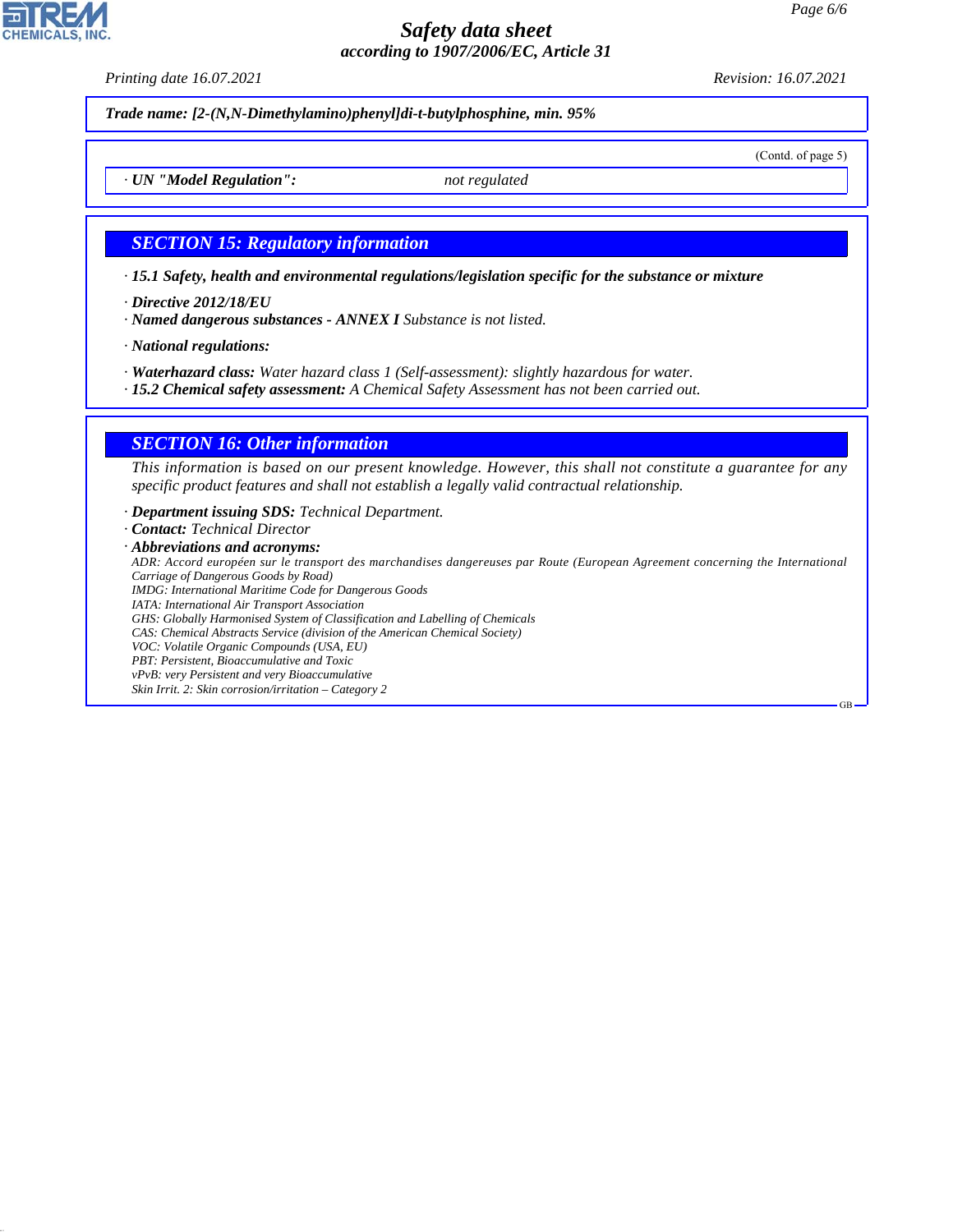**Trade name: [2-(N,N-Dimethylamino)phenyl]di-t-butylphosphine, min. 95%**

(Contd. of page 5)

· **UN "Model Regulation":** not regulated

## SECTION 15: Regulatory information

· **15.1 Safety, health and environmental regulations/legislation specific for the substance or mixture**

· **Directive 2012/18/EU**
· **Named dangerous substances - ANNEX I** Substance is not listed.

· **National regulations:**

· **Waterhazard class:** Water hazard class 1 (Self-assessment): slightly hazardous for water.
· **15.2 Chemical safety assessment:** A Chemical Safety Assessment has not been carried out.

## SECTION 16: Other information

This information is based on our present knowledge. However, this shall not constitute a guarantee for any specific product features and shall not establish a legally valid contractual relationship.

· **Department issuing SDS:** Technical Department.
· **Contact:** Technical Director
· **Abbreviations and acronyms:**
ADR: Accord européen sur le transport des marchandises dangereuses par Route (European Agreement concerning the International Carriage of Dangerous Goods by Road)
IMDG: International Maritime Code for Dangerous Goods
IATA: International Air Transport Association
GHS: Globally Harmonised System of Classification and Labelling of Chemicals
CAS: Chemical Abstracts Service (division of the American Chemical Society)
VOC: Volatile Organic Compounds (USA, EU)
PBT: Persistent, Bioaccumulative and Toxic
vPvB: very Persistent and very Bioaccumulative
Skin Irrit. 2: Skin corrosion/irritation – Category 2